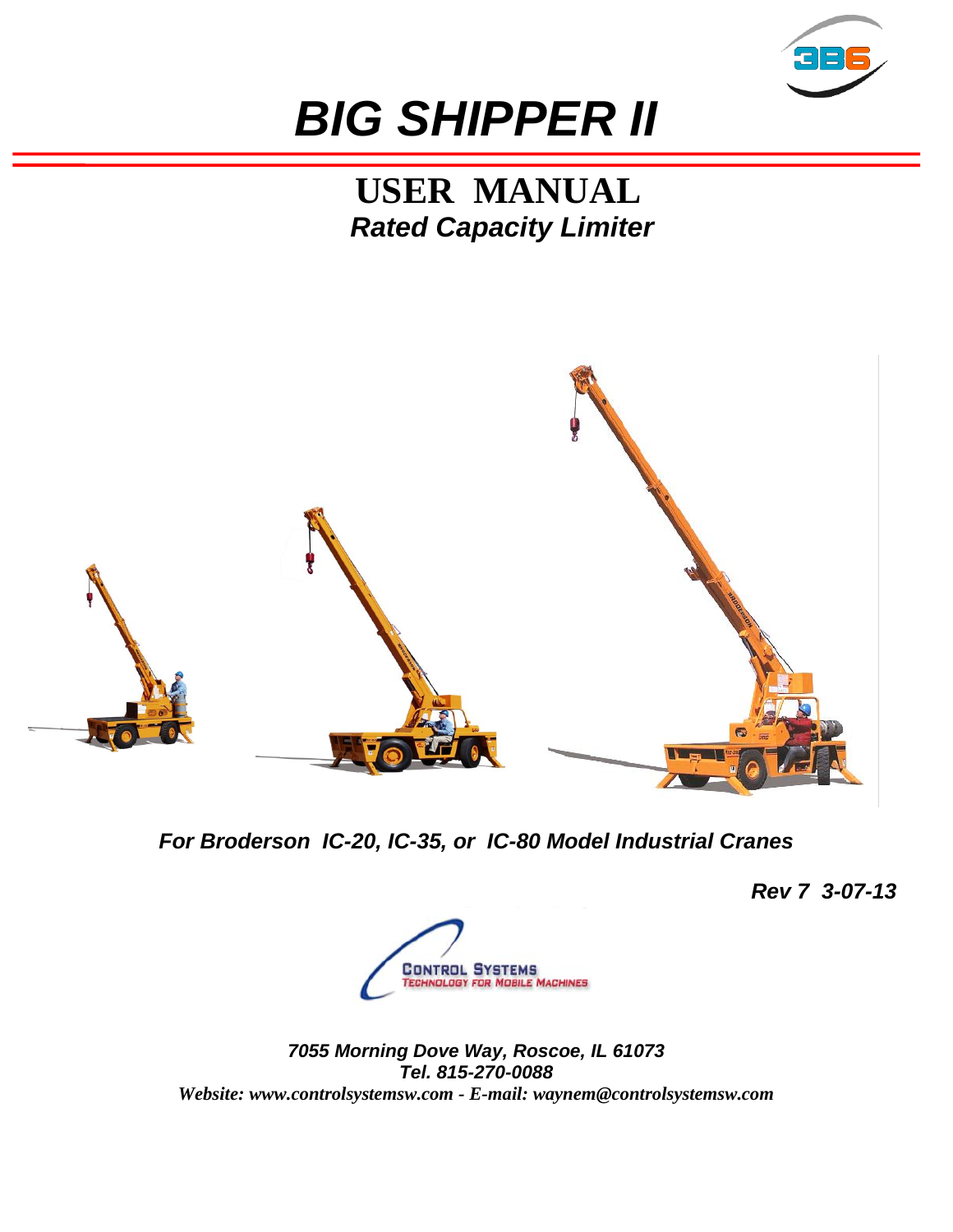# *BIG SHIPPER II*

## USER MANUAL
### *Rated Capacity Limiter*

***For Broderson IC-20, IC-35, or IC-80 Model Industrial Cranes***

***Rev 7 3-07-13***

CONTROL SYSTEMS
TECHNOLOGY FOR MOBILE MACHINES

***7055 Morning Dove Way, Roscoe, IL 61073***
***Tel. 815-270-0088***
***Website: www.controlsystemsw.com - E-mail: waynem@controlsystemsw.com***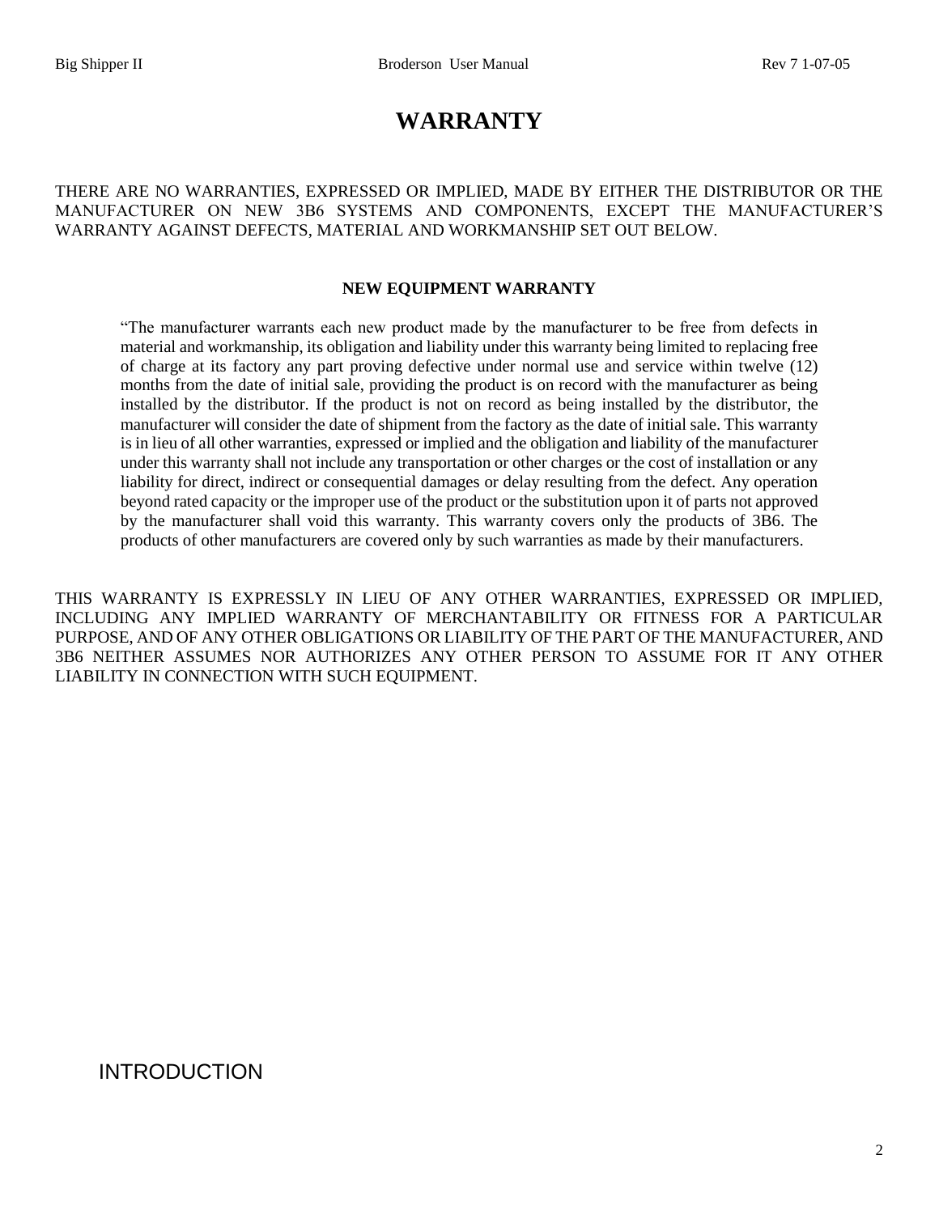# WARRANTY

THERE ARE NO WARRANTIES, EXPRESSED OR IMPLIED, MADE BY EITHER THE DISTRIBUTOR OR THE MANUFACTURER ON NEW 3B6 SYSTEMS AND COMPONENTS, EXCEPT THE MANUFACTURER'S WARRANTY AGAINST DEFECTS, MATERIAL AND WORKMANSHIP SET OUT BELOW.

### NEW EQUIPMENT WARRANTY

> "The manufacturer warrants each new product made by the manufacturer to be free from defects in material and workmanship, its obligation and liability under this warranty being limited to replacing free of charge at its factory any part proving defective under normal use and service within twelve (12) months from the date of initial sale, providing the product is on record with the manufacturer as being installed by the distributor. If the product is not on record as being installed by the distributor, the manufacturer will consider the date of shipment from the factory as the date of initial sale. This warranty is in lieu of all other warranties, expressed or implied and the obligation and liability of the manufacturer under this warranty shall not include any transportation or other charges or the cost of installation or any liability for direct, indirect or consequential damages or delay resulting from the defect. Any operation beyond rated capacity or the improper use of the product or the substitution upon it of parts not approved by the manufacturer shall void this warranty. This warranty covers only the products of 3B6. The products of other manufacturers are covered only by such warranties as made by their manufacturers.

THIS WARRANTY IS EXPRESSLY IN LIEU OF ANY OTHER WARRANTIES, EXPRESSED OR IMPLIED, INCLUDING ANY IMPLIED WARRANTY OF MERCHANTABILITY OR FITNESS FOR A PARTICULAR PURPOSE, AND OF ANY OTHER OBLIGATIONS OR LIABILITY OF THE PART OF THE MANUFACTURER, AND 3B6 NEITHER ASSUMES NOR AUTHORIZES ANY OTHER PERSON TO ASSUME FOR IT ANY OTHER LIABILITY IN CONNECTION WITH SUCH EQUIPMENT.

## INTRODUCTION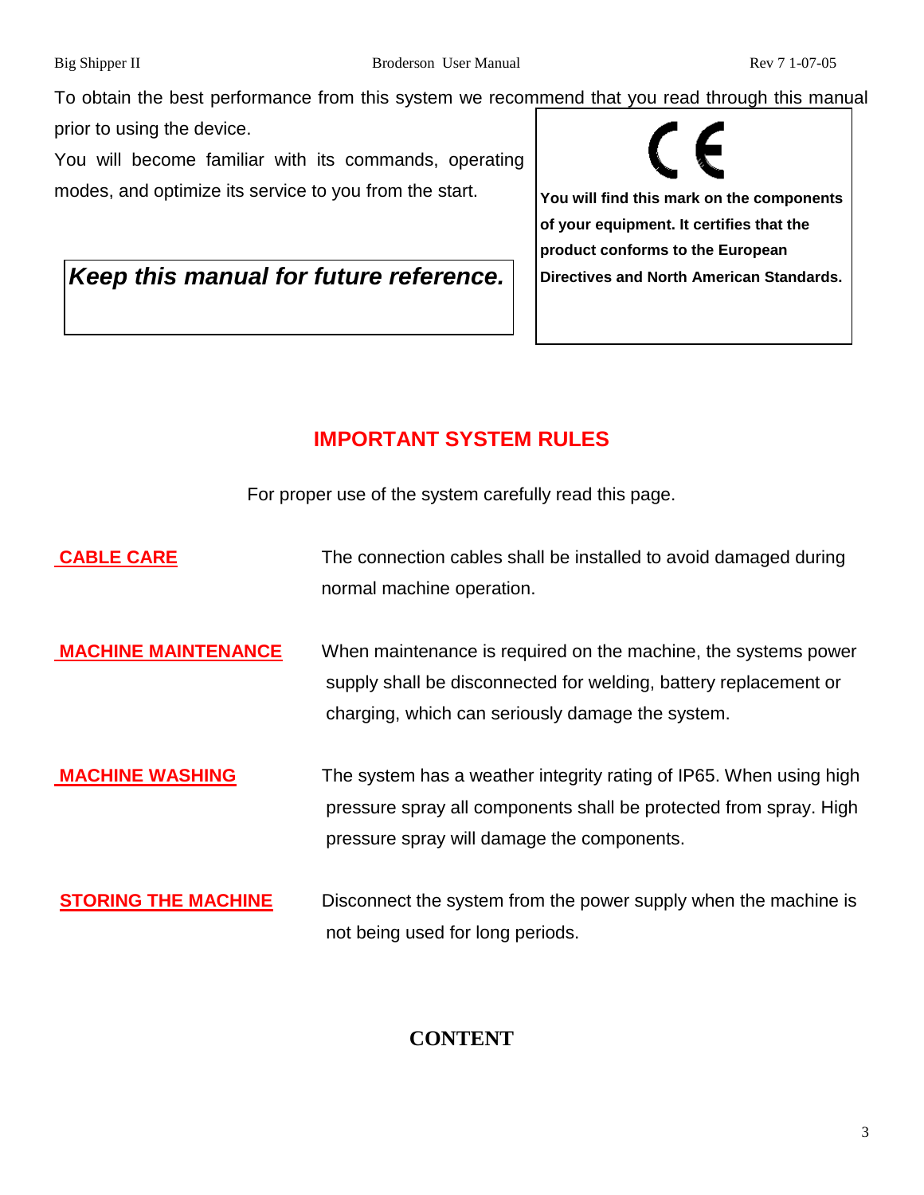To obtain the best performance from this system we recommend that you read through this manual prior to using the device.

You will become familiar with its commands, operating modes, and optimize its service to you from the start.

***Keep this manual for future reference.***

CE

**You will find this mark on the components of your equipment. It certifies that the product conforms to the European Directives and North American Standards.**

## IMPORTANT SYSTEM RULES

For proper use of the system carefully read this page.

| | |
|---|---|
| **CABLE CARE** | The connection cables shall be installed to avoid damaged during normal machine operation. |
| **MACHINE MAINTENANCE** | When maintenance is required on the machine, the systems power supply shall be disconnected for welding, battery replacement or charging, which can seriously damage the system. |
| **MACHINE WASHING** | The system has a weather integrity rating of IP65. When using high pressure spray all components shall be protected from spray. High pressure spray will damage the components. |
| **STORING THE MACHINE** | Disconnect the system from the power supply when the machine is not being used for long periods. |

## CONTENT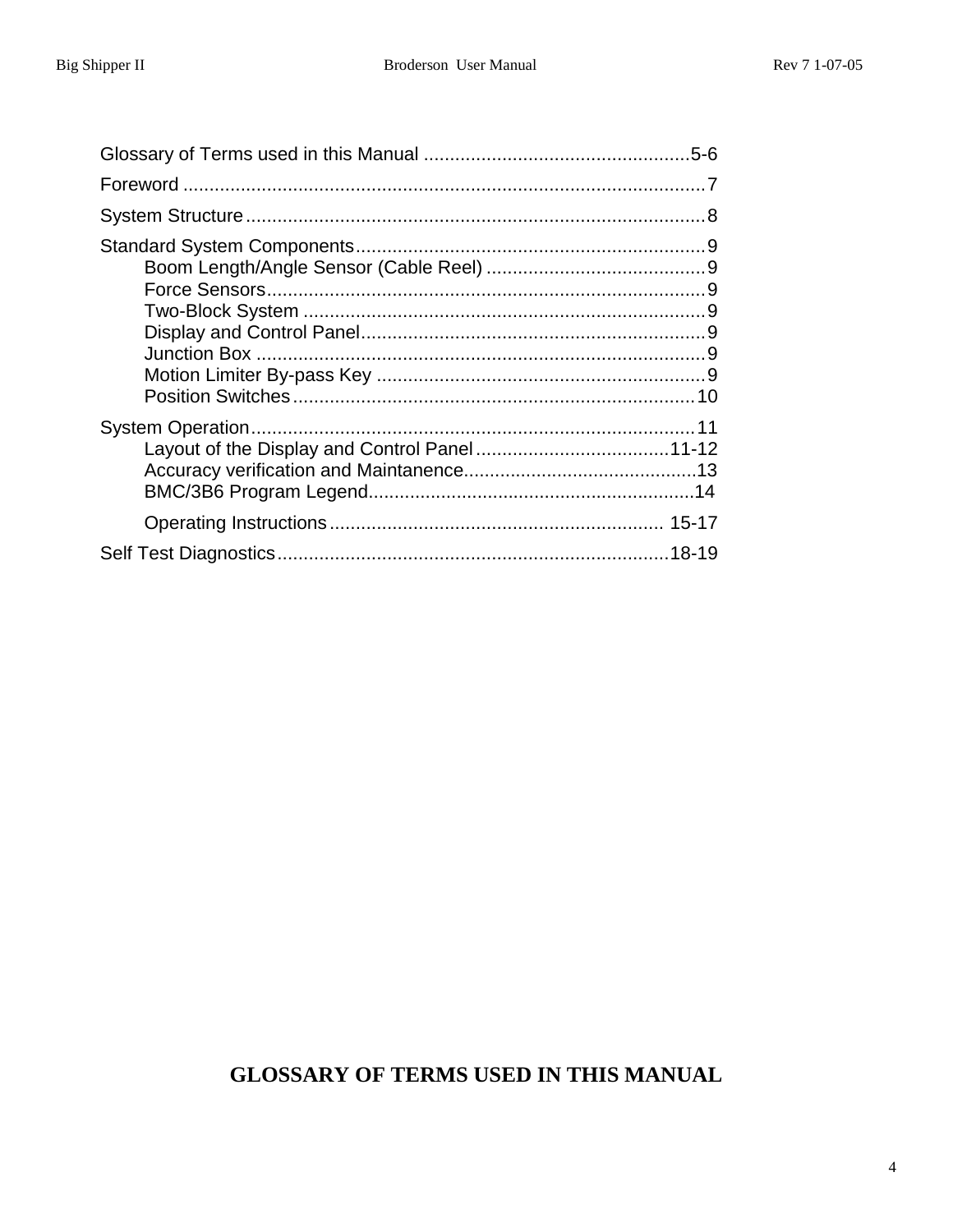Glossary of Terms used in this Manual ....................................................5-6

Foreword .....................................................................................................7

System Structure..........................................................................................8

Standard System Components.....................................................................9

- Boom Length/Angle Sensor (Cable Reel) ..........................................9
- Force Sensors....................................................................................9
- Two-Block System .............................................................................9
- Display and Control Panel..................................................................9
- Junction Box ......................................................................................9
- Motion Limiter By-pass Key ...............................................................9
- Position Switches..............................................................................10

System Operation.......................................................................................11

- Layout of the Display and Control Panel......................................11-12
- Accuracy verification and Maintanence.............................................13
- BMC/3B6 Program Legend...............................................................14
- Operating Instructions ................................................................. 15-17

Self Test Diagnostics.............................................................................18-19

# GLOSSARY OF TERMS USED IN THIS MANUAL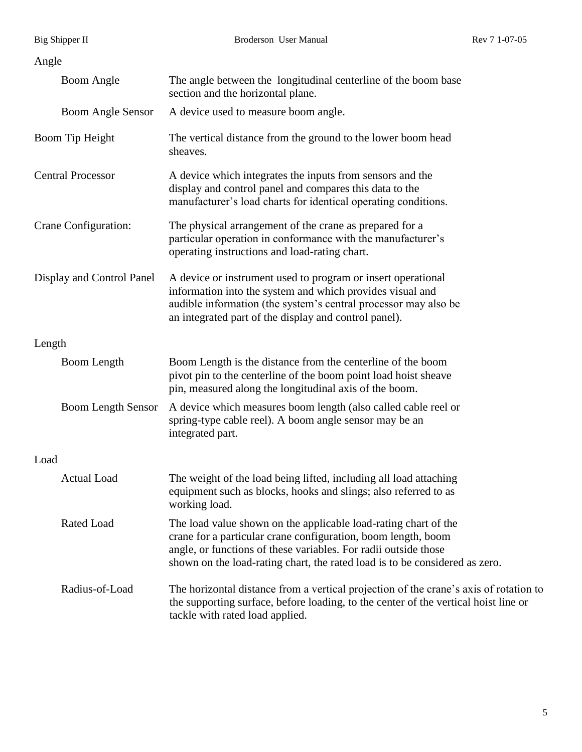Angle

| | |
|---|---|
| Boom Angle | The angle between the longitudinal centerline of the boom base section and the horizontal plane. |
| Boom Angle Sensor | A device used to measure boom angle. |

| | |
|---|---|
| Boom Tip Height | The vertical distance from the ground to the lower boom head sheaves. |
| Central Processor | A device which integrates the inputs from sensors and the display and control panel and compares this data to the manufacturer's load charts for identical operating conditions. |
| Crane Configuration: | The physical arrangement of the crane as prepared for a particular operation in conformance with the manufacturer's operating instructions and load-rating chart. |
| Display and Control Panel | A device or instrument used to program or insert operational information into the system and which provides visual and audible information (the system's central processor may also be an integrated part of the display and control panel). |

Length

| | |
|---|---|
| Boom Length | Boom Length is the distance from the centerline of the boom pivot pin to the centerline of the boom point load hoist sheave pin, measured along the longitudinal axis of the boom. |
| Boom Length Sensor | A device which measures boom length (also called cable reel or spring-type cable reel). A boom angle sensor may be an integrated part. |

Load

| | |
|---|---|
| Actual Load | The weight of the load being lifted, including all load attaching equipment such as blocks, hooks and slings; also referred to as working load. |
| Rated Load | The load value shown on the applicable load-rating chart of the crane for a particular crane configuration, boom length, boom angle, or functions of these variables. For radii outside those shown on the load-rating chart, the rated load is to be considered as zero. |
| Radius-of-Load | The horizontal distance from a vertical projection of the crane's axis of rotation to the supporting surface, before loading, to the center of the vertical hoist line or tackle with rated load applied. |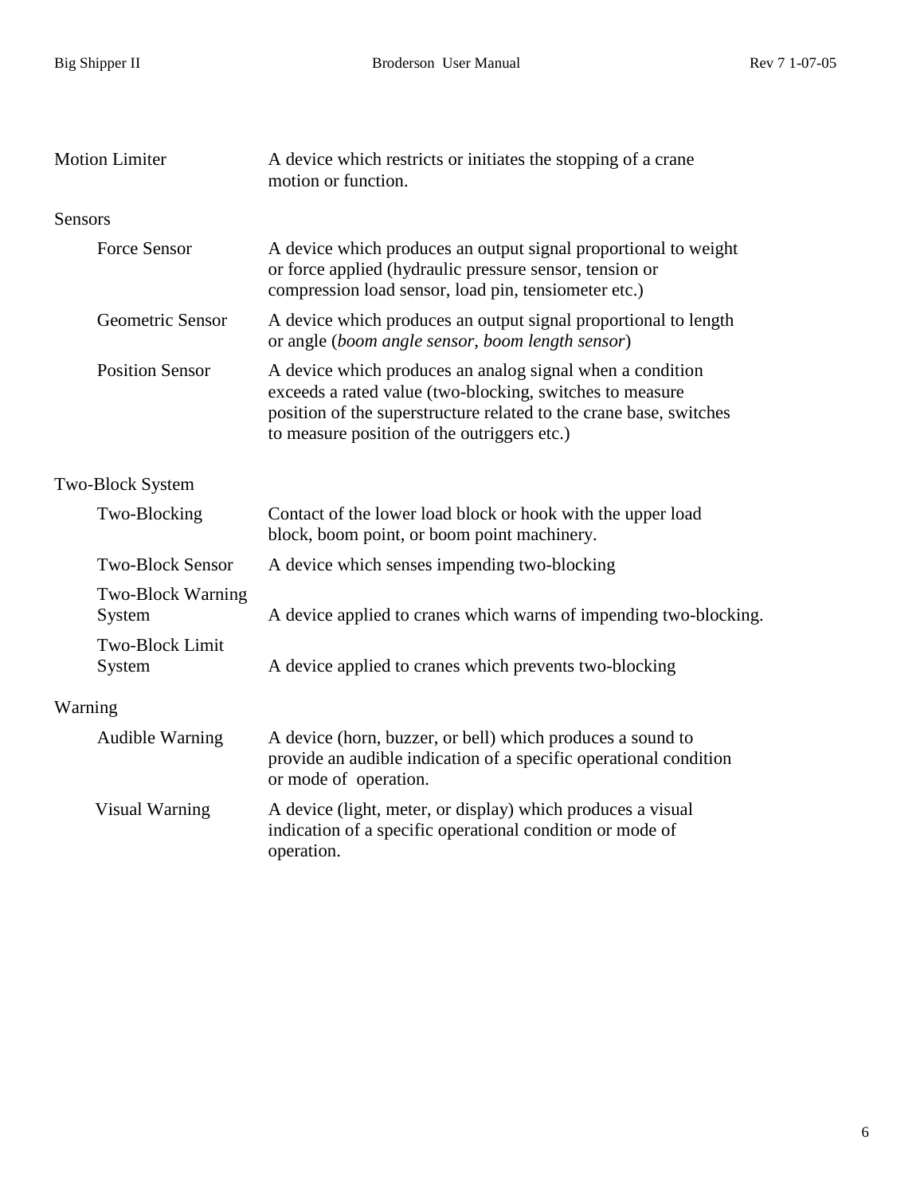| | |
|---|---|
| Motion Limiter | A device which restricts or initiates the stopping of a crane motion or function. |
| **Sensors** | |
| Force Sensor | A device which produces an output signal proportional to weight or force applied (hydraulic pressure sensor, tension or compression load sensor, load pin, tensiometer etc.) |
| Geometric Sensor | A device which produces an output signal proportional to length or angle (*boom angle sensor, boom length sensor*) |
| Position Sensor | A device which produces an analog signal when a condition exceeds a rated value (two-blocking, switches to measure position of the superstructure related to the crane base, switches to measure position of the outriggers etc.) |
| **Two-Block System** | |
| Two-Blocking | Contact of the lower load block or hook with the upper load block, boom point, or boom point machinery. |
| Two-Block Sensor | A device which senses impending two-blocking |
| Two-Block Warning System | A device applied to cranes which warns of impending two-blocking. |
| Two-Block Limit System | A device applied to cranes which prevents two-blocking |
| **Warning** | |
| Audible Warning | A device (horn, buzzer, or bell) which produces a sound to provide an audible indication of a specific operational condition or mode of operation. |
| Visual Warning | A device (light, meter, or display) which produces a visual indication of a specific operational condition or mode of operation. |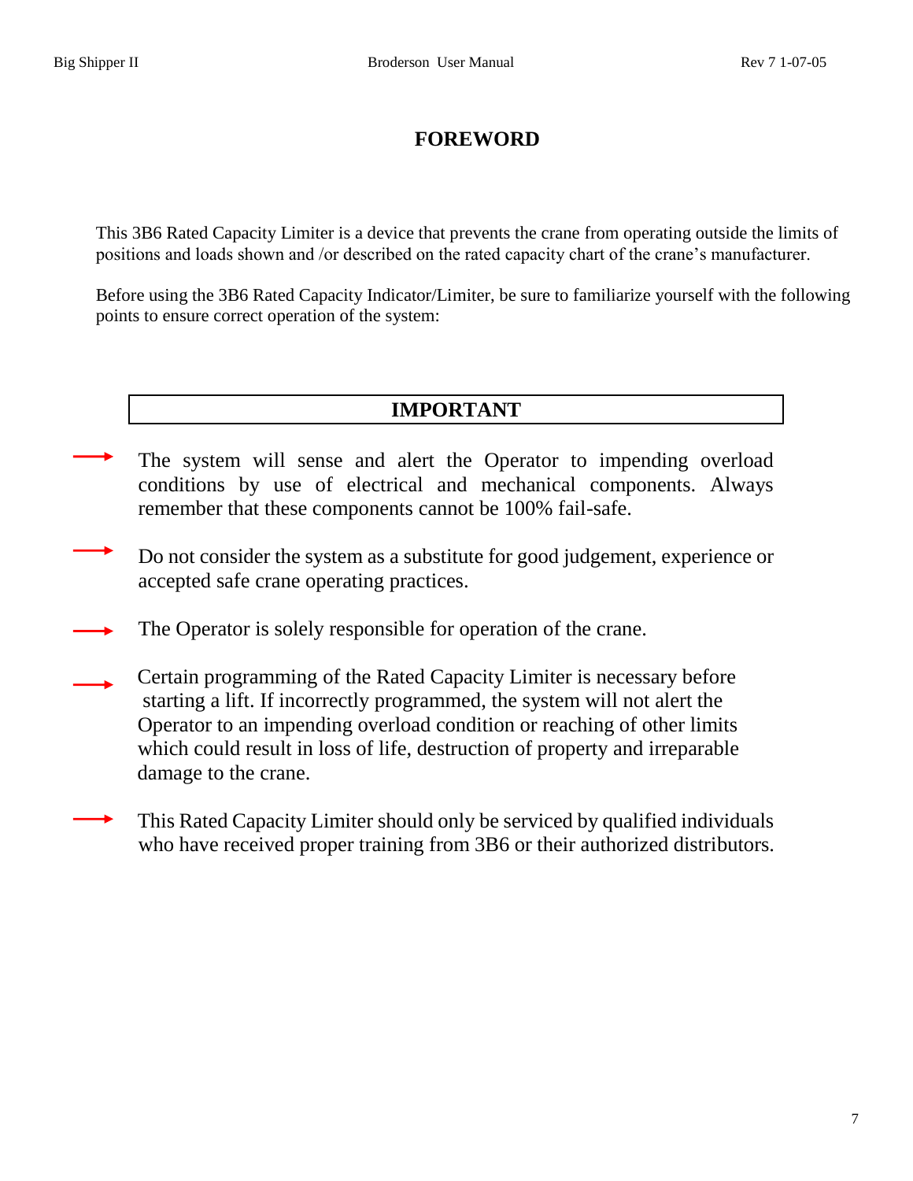# FOREWORD

This 3B6 Rated Capacity Limiter is a device that prevents the crane from operating outside the limits of positions and loads shown and /or described on the rated capacity chart of the crane's manufacturer.

Before using the 3B6 Rated Capacity Indicator/Limiter, be sure to familiarize yourself with the following points to ensure correct operation of the system:

## IMPORTANT

- The system will sense and alert the Operator to impending overload conditions by use of electrical and mechanical components. Always remember that these components cannot be 100% fail-safe.
- Do not consider the system as a substitute for good judgement, experience or accepted safe crane operating practices.
- The Operator is solely responsible for operation of the crane.
- Certain programming of the Rated Capacity Limiter is necessary before starting a lift. If incorrectly programmed, the system will not alert the Operator to an impending overload condition or reaching of other limits which could result in loss of life, destruction of property and irreparable damage to the crane.
- This Rated Capacity Limiter should only be serviced by qualified individuals who have received proper training from 3B6 or their authorized distributors.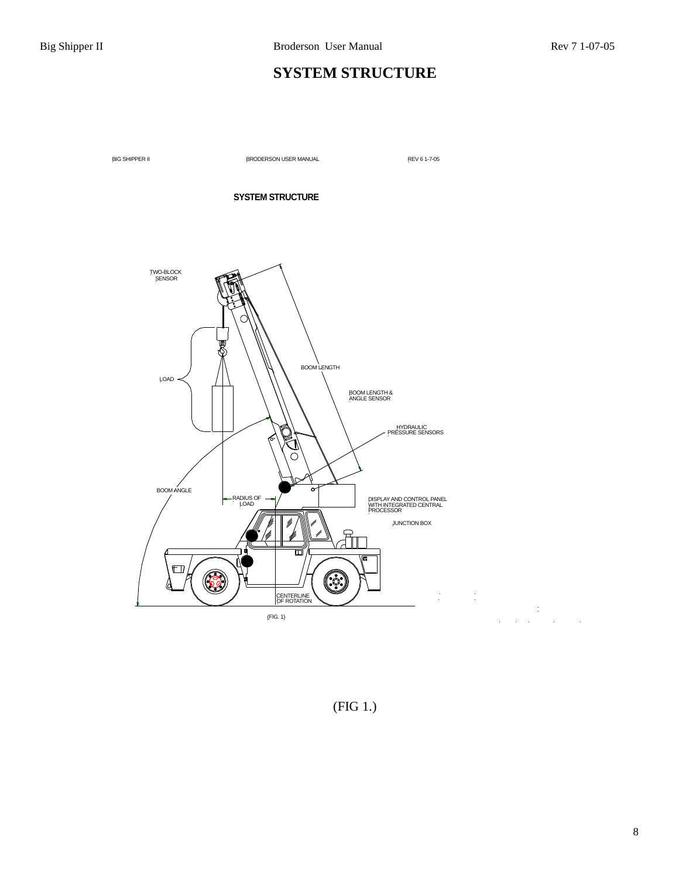# SYSTEM STRUCTURE

TWO-BLOCK SENSOR

LOAD

BOOM LENGTH

BOOM LENGTH & ANGLE SENSOR

HYDRAULIC PRESSURE SENSORS

BOOM ANGLE

RADIUS OF LOAD

DISPLAY AND CONTROL PANEL WITH INTEGRATED CENTRAL PROCESSOR

JUNCTION BOX

CENTERLINE OF ROTATION

(FIG 1.)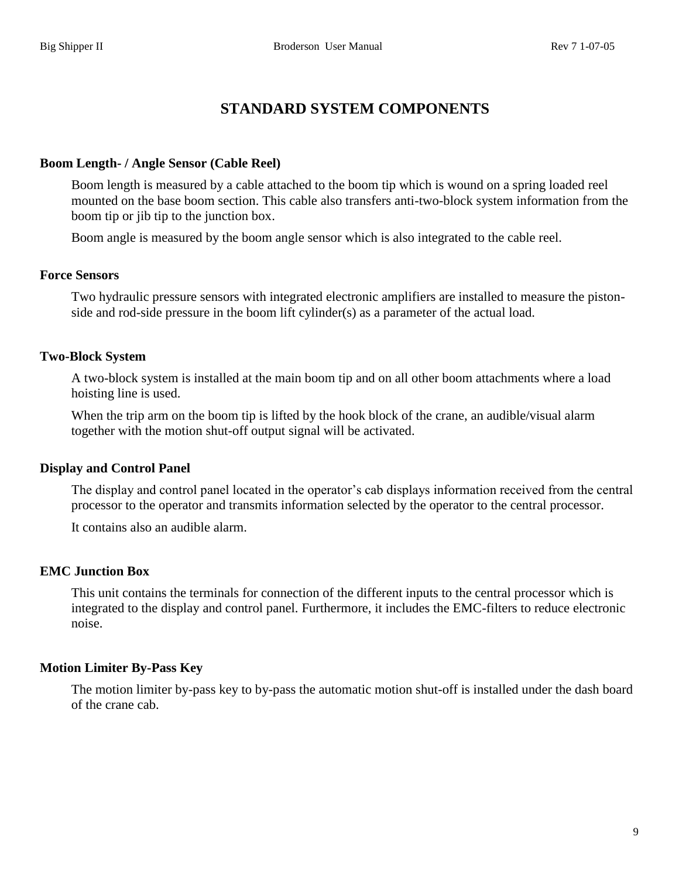# STANDARD SYSTEM COMPONENTS

### Boom Length- / Angle Sensor (Cable Reel)

Boom length is measured by a cable attached to the boom tip which is wound on a spring loaded reel mounted on the base boom section. This cable also transfers anti-two-block system information from the boom tip or jib tip to the junction box.

Boom angle is measured by the boom angle sensor which is also integrated to the cable reel.

### Force Sensors

Two hydraulic pressure sensors with integrated electronic amplifiers are installed to measure the piston-side and rod-side pressure in the boom lift cylinder(s) as a parameter of the actual load.

### Two-Block System

A two-block system is installed at the main boom tip and on all other boom attachments where a load hoisting line is used.

When the trip arm on the boom tip is lifted by the hook block of the crane, an audible/visual alarm together with the motion shut-off output signal will be activated.

### Display and Control Panel

The display and control panel located in the operator's cab displays information received from the central processor to the operator and transmits information selected by the operator to the central processor.

It contains also an audible alarm.

### EMC Junction Box

This unit contains the terminals for connection of the different inputs to the central processor which is integrated to the display and control panel. Furthermore, it includes the EMC-filters to reduce electronic noise.

### Motion Limiter By-Pass Key

The motion limiter by-pass key to by-pass the automatic motion shut-off is installed under the dash board of the crane cab.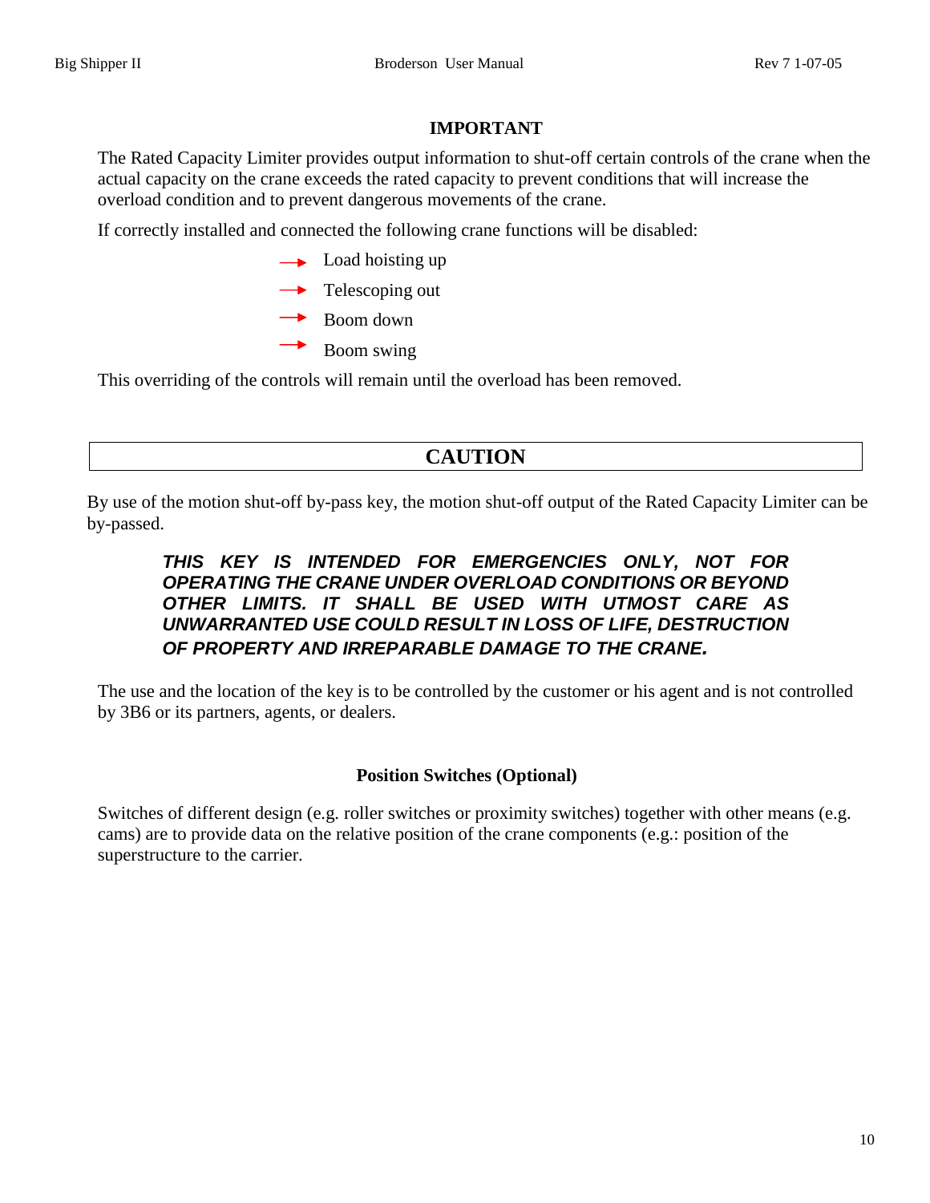## IMPORTANT

The Rated Capacity Limiter provides output information to shut-off certain controls of the crane when the actual capacity on the crane exceeds the rated capacity to prevent conditions that will increase the overload condition and to prevent dangerous movements of the crane.

If correctly installed and connected the following crane functions will be disabled:

- → Load hoisting up
- → Telescoping out
- → Boom down
- → Boom swing

This overriding of the controls will remain until the overload has been removed.

## CAUTION

By use of the motion shut-off by-pass key, the motion shut-off output of the Rated Capacity Limiter can be by-passed.

***THIS KEY IS INTENDED FOR EMERGENCIES ONLY, NOT FOR OPERATING THE CRANE UNDER OVERLOAD CONDITIONS OR BEYOND OTHER LIMITS. IT SHALL BE USED WITH UTMOST CARE AS UNWARRANTED USE COULD RESULT IN LOSS OF LIFE, DESTRUCTION OF PROPERTY AND IRREPARABLE DAMAGE TO THE CRANE.***

The use and the location of the key is to be controlled by the customer or his agent and is not controlled by 3B6 or its partners, agents, or dealers.

### Position Switches (Optional)

Switches of different design (e.g. roller switches or proximity switches) together with other means (e.g. cams) are to provide data on the relative position of the crane components (e.g.: position of the superstructure to the carrier.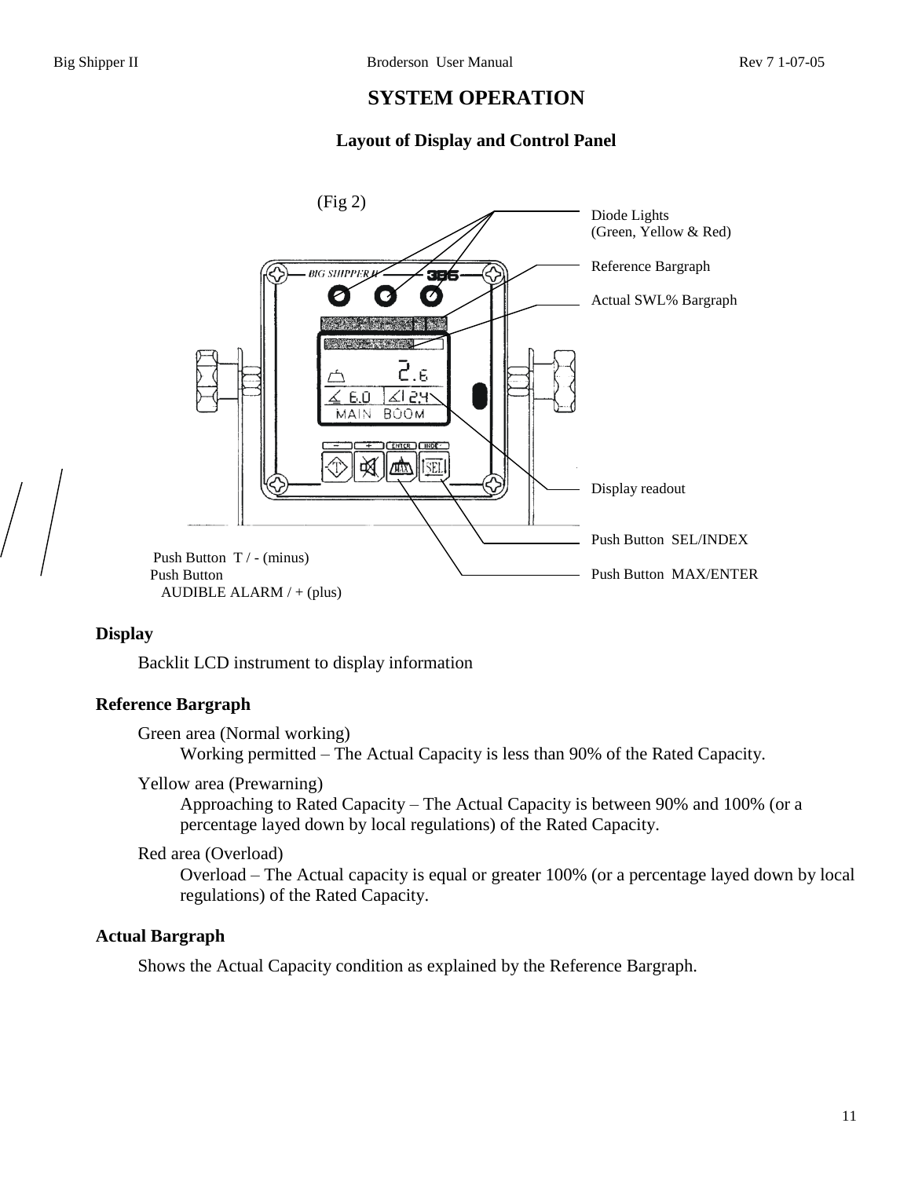# SYSTEM OPERATION

## Layout of Display and Control Panel

(Fig 2)

Diode Lights
(Green, Yellow & Red)

Reference Bargraph

Actual SWL% Bargraph

Display readout

Push Button SEL/INDEX

Push Button MAX/ENTER

Push Button T / - (minus)

Push Button AUDIBLE ALARM / + (plus)

### Display

Backlit LCD instrument to display information

### Reference Bargraph

Green area (Normal working)

Working permitted – The Actual Capacity is less than 90% of the Rated Capacity.

Yellow area (Prewarning)

Approaching to Rated Capacity – The Actual Capacity is between 90% and 100% (or a percentage layed down by local regulations) of the Rated Capacity.

Red area (Overload)

Overload – The Actual capacity is equal or greater 100% (or a percentage layed down by local regulations) of the Rated Capacity.

### Actual Bargraph

Shows the Actual Capacity condition as explained by the Reference Bargraph.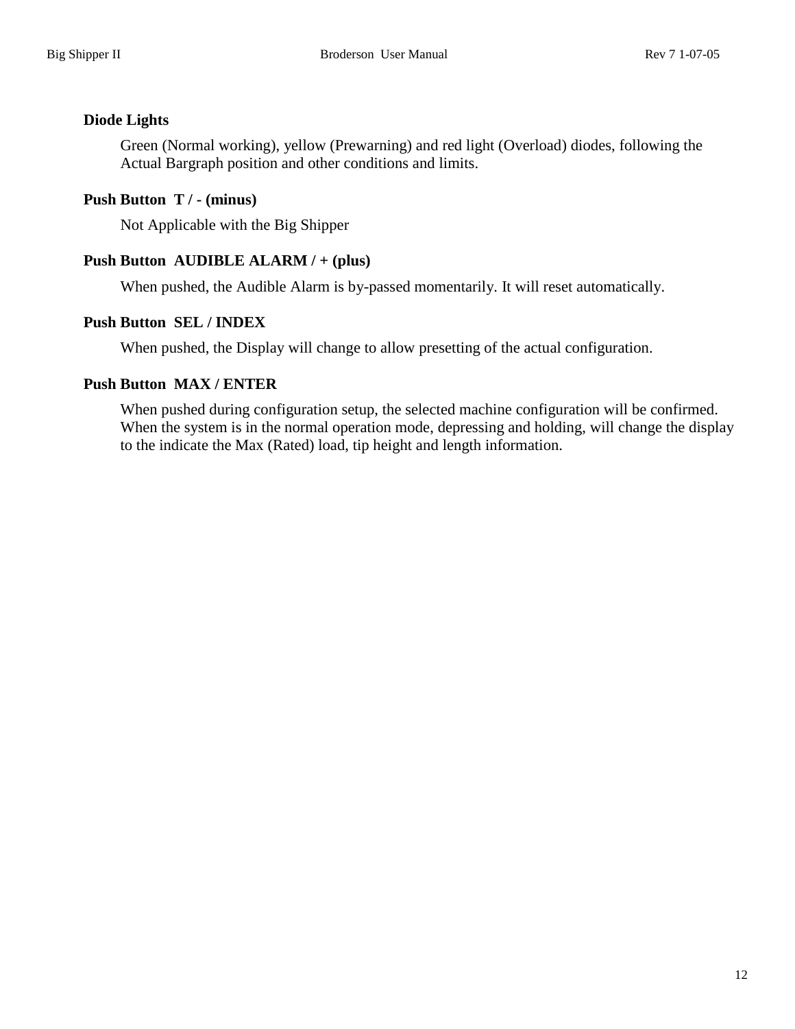**Diode Lights**

Green (Normal working), yellow (Prewarning) and red light (Overload) diodes, following the Actual Bargraph position and other conditions and limits.

**Push Button T / - (minus)**

Not Applicable with the Big Shipper

**Push Button AUDIBLE ALARM / + (plus)**

When pushed, the Audible Alarm is by-passed momentarily. It will reset automatically.

**Push Button SEL / INDEX**

When pushed, the Display will change to allow presetting of the actual configuration.

**Push Button MAX / ENTER**

When pushed during configuration setup, the selected machine configuration will be confirmed. When the system is in the normal operation mode, depressing and holding, will change the display to the indicate the Max (Rated) load, tip height and length information.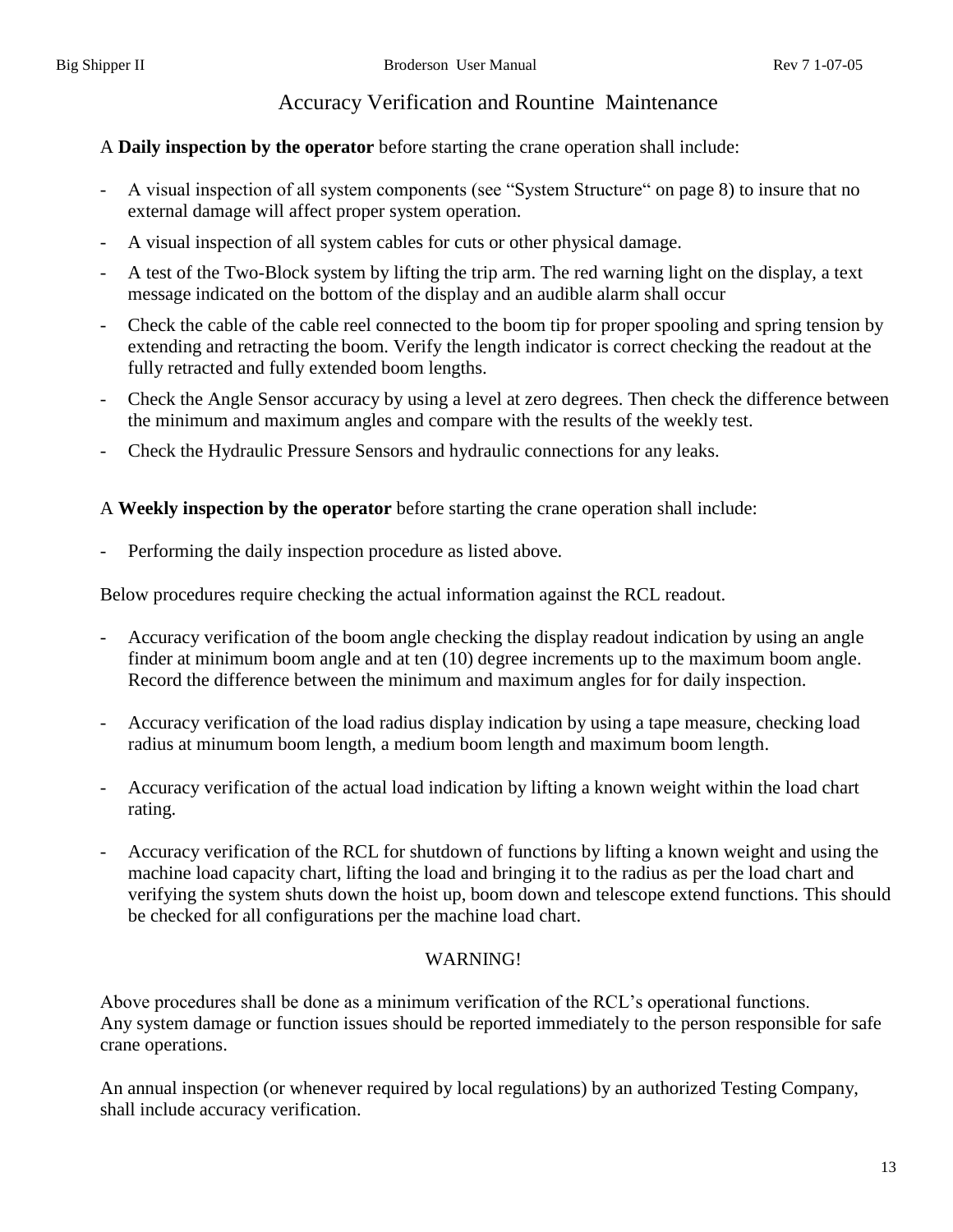# Accuracy Verification and Rountine Maintenance

A **Daily inspection by the operator** before starting the crane operation shall include:

- A visual inspection of all system components (see "System Structure" on page 8) to insure that no external damage will affect proper system operation.
- A visual inspection of all system cables for cuts or other physical damage.
- A test of the Two-Block system by lifting the trip arm. The red warning light on the display, a text message indicated on the bottom of the display and an audible alarm shall occur
- Check the cable of the cable reel connected to the boom tip for proper spooling and spring tension by extending and retracting the boom. Verify the length indicator is correct checking the readout at the fully retracted and fully extended boom lengths.
- Check the Angle Sensor accuracy by using a level at zero degrees. Then check the difference between the minimum and maximum angles and compare with the results of the weekly test.
- Check the Hydraulic Pressure Sensors and hydraulic connections for any leaks.

A **Weekly inspection by the operator** before starting the crane operation shall include:

- Performing the daily inspection procedure as listed above.

Below procedures require checking the actual information against the RCL readout.

- Accuracy verification of the boom angle checking the display readout indication by using an angle finder at minimum boom angle and at ten (10) degree increments up to the maximum boom angle. Record the difference between the minimum and maximum angles for for daily inspection.
- Accuracy verification of the load radius display indication by using a tape measure, checking load radius at minumum boom length, a medium boom length and maximum boom length.
- Accuracy verification of the actual load indication by lifting a known weight within the load chart rating.
- Accuracy verification of the RCL for shutdown of functions by lifting a known weight and using the machine load capacity chart, lifting the load and bringing it to the radius as per the load chart and verifying the system shuts down the hoist up, boom down and telescope extend functions. This should be checked for all configurations per the machine load chart.

WARNING!

Above procedures shall be done as a minimum verification of the RCL's operational functions.
Any system damage or function issues should be reported immediately to the person responsible for safe crane operations.

An annual inspection (or whenever required by local regulations) by an authorized Testing Company, shall include accuracy verification.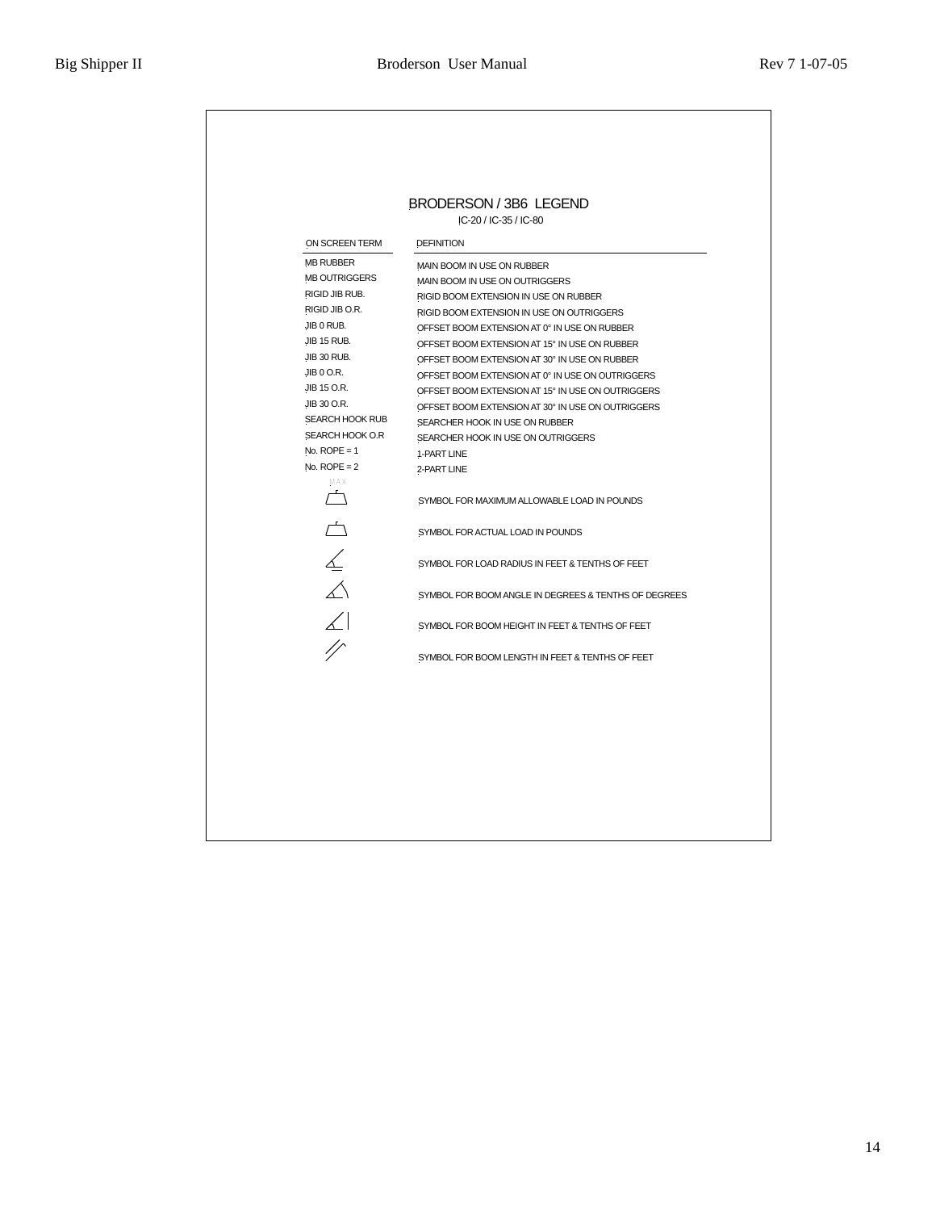# BRODERSON / 3B6 LEGEND

IC-20 / IC-35 / IC-80

| ON SCREEN TERM | DEFINITION |
|---|---|
| MB RUBBER | MAIN BOOM IN USE ON RUBBER |
| MB OUTRIGGERS | MAIN BOOM IN USE ON OUTRIGGERS |
| RIGID JIB RUB. | RIGID BOOM EXTENSION IN USE ON RUBBER |
| RIGID JIB O.R. | RIGID BOOM EXTENSION IN USE ON OUTRIGGERS |
| JIB 0 RUB. | OFFSET BOOM EXTENSION AT 0° IN USE ON RUBBER |
| JIB 15 RUB. | OFFSET BOOM EXTENSION AT 15° IN USE ON RUBBER |
| JIB 30 RUB. | OFFSET BOOM EXTENSION AT 30° IN USE ON RUBBER |
| JIB 0 O.R. | OFFSET BOOM EXTENSION AT 0° IN USE ON OUTRIGGERS |
| JIB 15 O.R. | OFFSET BOOM EXTENSION AT 15° IN USE ON OUTRIGGERS |
| JIB 30 O.R. | OFFSET BOOM EXTENSION AT 30° IN USE ON OUTRIGGERS |
| SEARCH HOOK RUB | SEARCHER HOOK IN USE ON RUBBER |
| SEARCH HOOK O.R | SEARCHER HOOK IN USE ON OUTRIGGERS |
| No. ROPE = 1 | 1-PART LINE |
| No. ROPE = 2 | 2-PART LINE |
| MAX | SYMBOL FOR MAXIMUM ALLOWABLE LOAD IN POUNDS |
| | SYMBOL FOR ACTUAL LOAD IN POUNDS |
| | SYMBOL FOR LOAD RADIUS IN FEET & TENTHS OF FEET |
| | SYMBOL FOR BOOM ANGLE IN DEGREES & TENTHS OF DEGREES |
| | SYMBOL FOR BOOM HEIGHT IN FEET & TENTHS OF FEET |
| | SYMBOL FOR BOOM LENGTH IN FEET & TENTHS OF FEET |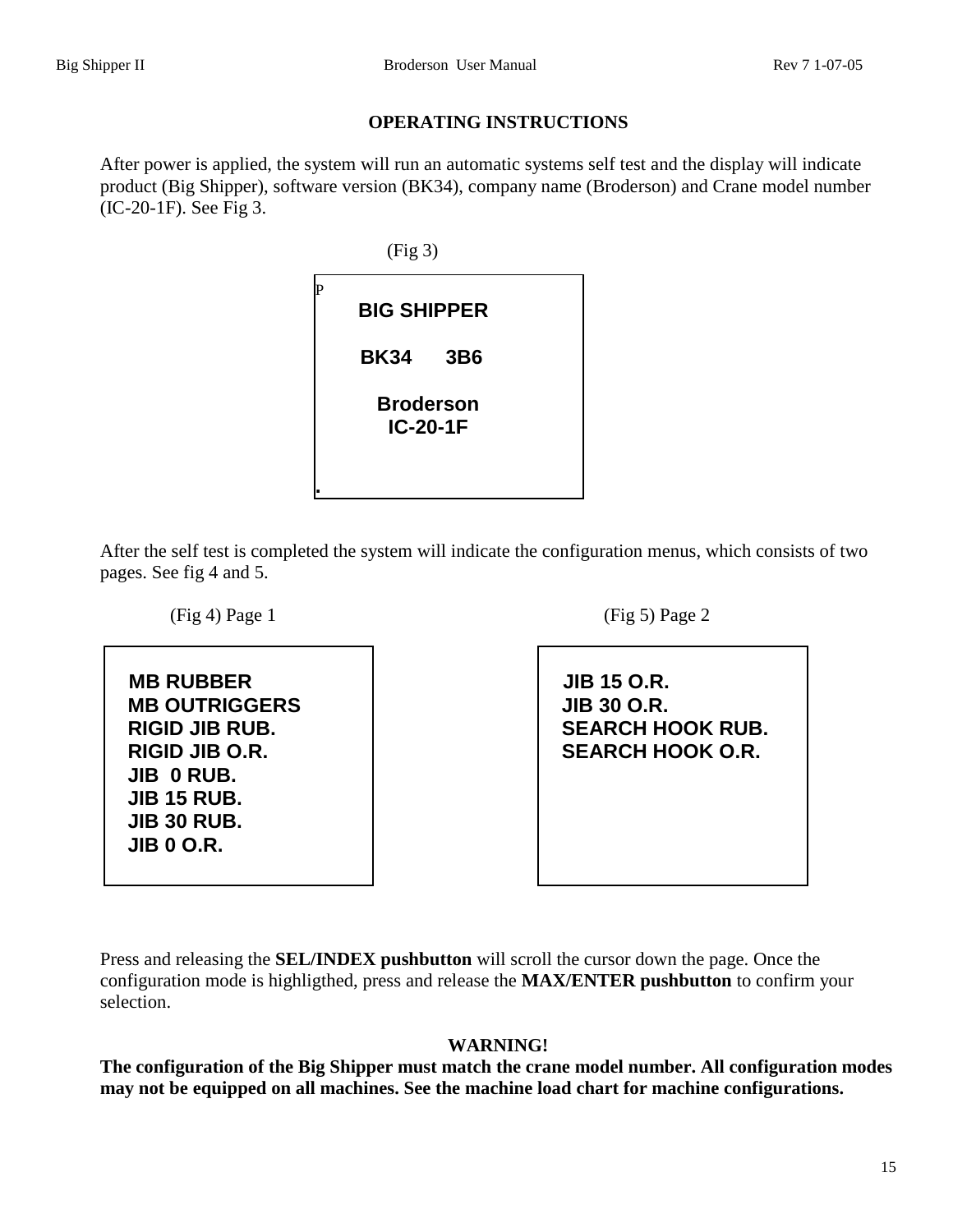## OPERATING INSTRUCTIONS

After power is applied, the system will run an automatic systems self test and the display will indicate product (Big Shipper), software version (BK34), company name (Broderson) and Crane model number (IC-20-1F). See Fig 3.

(Fig 3)

```
P
     BIG SHIPPER

     BK34     3B6

       Broderson
        IC-20-1F

.
```

After the self test is completed the system will indicate the configuration menus, which consists of two pages. See fig 4 and 5.

(Fig 4) Page 1

```
MB RUBBER
MB OUTRIGGERS
RIGID JIB RUB.
RIGID JIB O.R.
JIB  0 RUB.
JIB 15 RUB.
JIB 30 RUB.
JIB 0 O.R.
```

(Fig 5) Page 2

```
JIB 15 O.R.
JIB 30 O.R.
SEARCH HOOK RUB.
SEARCH HOOK O.R.
```

Press and releasing the **SEL/INDEX pushbutton** will scroll the cursor down the page. Once the configuration mode is highligthed, press and release the **MAX/ENTER pushbutton** to confirm your selection.

**WARNING!**

**The configuration of the Big Shipper must match the crane model number. All configuration modes may not be equipped on all machines. See the machine load chart for machine configurations.**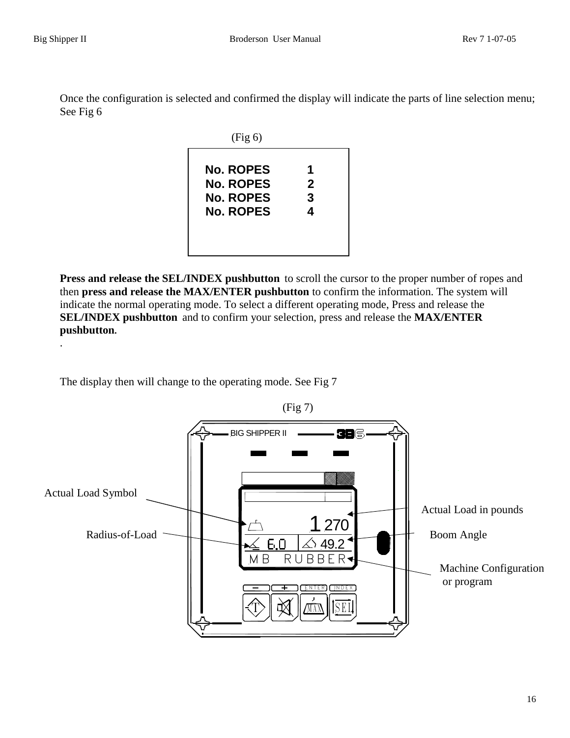Once the configuration is selected and confirmed the display will indicate the parts of line selection menu; See Fig 6

(Fig 6)

```
No. ROPES     1
No. ROPES     2
No. ROPES     3
No. ROPES     4
```

**Press and release the SEL/INDEX pushbutton** to scroll the cursor to the proper number of ropes and then **press and release the MAX/ENTER pushbutton** to confirm the information. The system will indicate the normal operating mode. To select a different operating mode, Press and release the **SEL/INDEX pushbutton** and to confirm your selection, press and release the **MAX/ENTER pushbutton.**

.

The display then will change to the operating mode. See Fig 7

(Fig 7)

Actual Load Symbol

Radius-of-Load

Actual Load in pounds

Boom Angle

Machine Configuration or program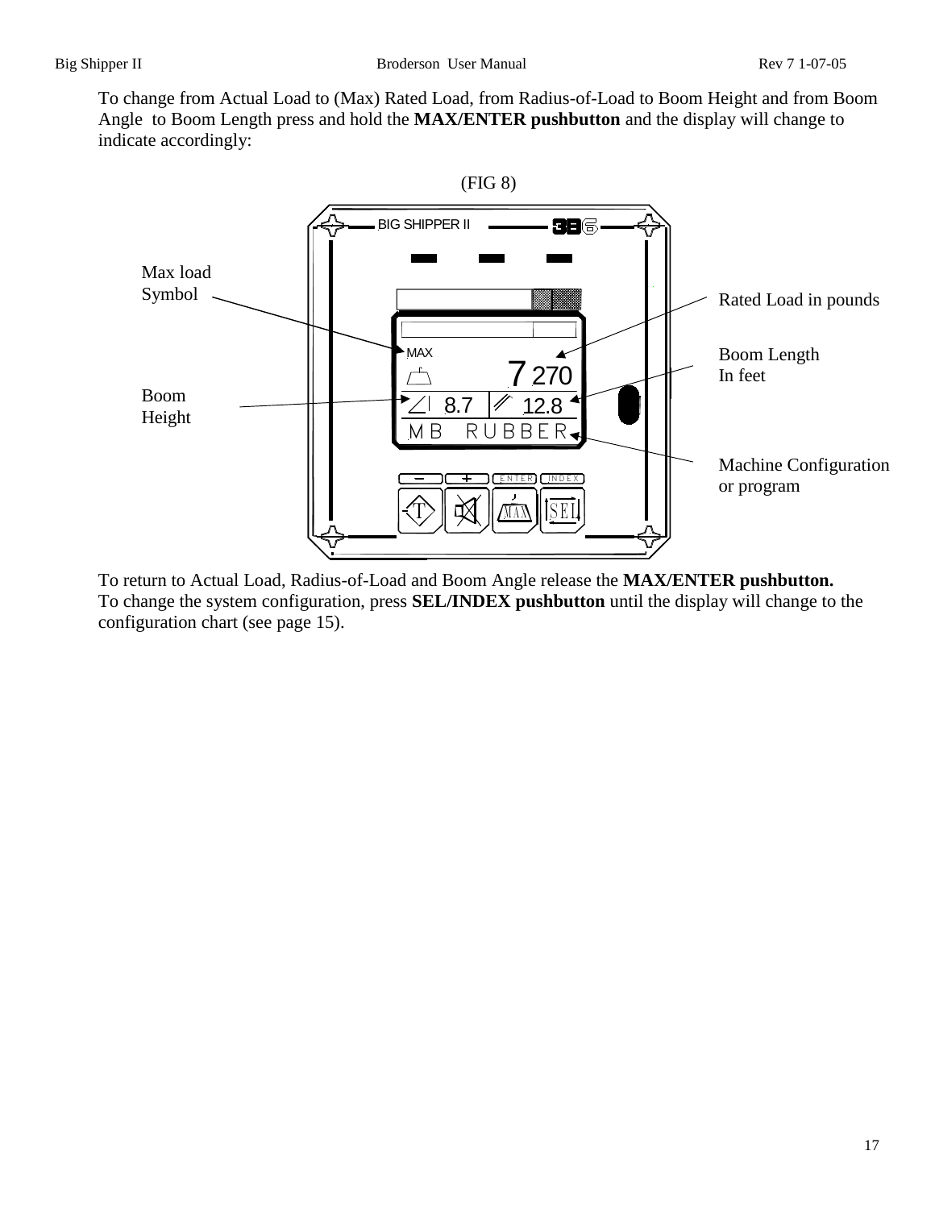To change from Actual Load to (Max) Rated Load, from Radius-of-Load to Boom Height and from Boom Angle to Boom Length press and hold the **MAX/ENTER pushbutton** and the display will change to indicate accordingly:

(FIG 8)

Max load Symbol

Boom Height

Rated Load in pounds

Boom Length In feet

Machine Configuration or program

To return to Actual Load, Radius-of-Load and Boom Angle release the **MAX/ENTER pushbutton.**
To change the system configuration, press **SEL/INDEX pushbutton** until the display will change to the configuration chart (see page 15).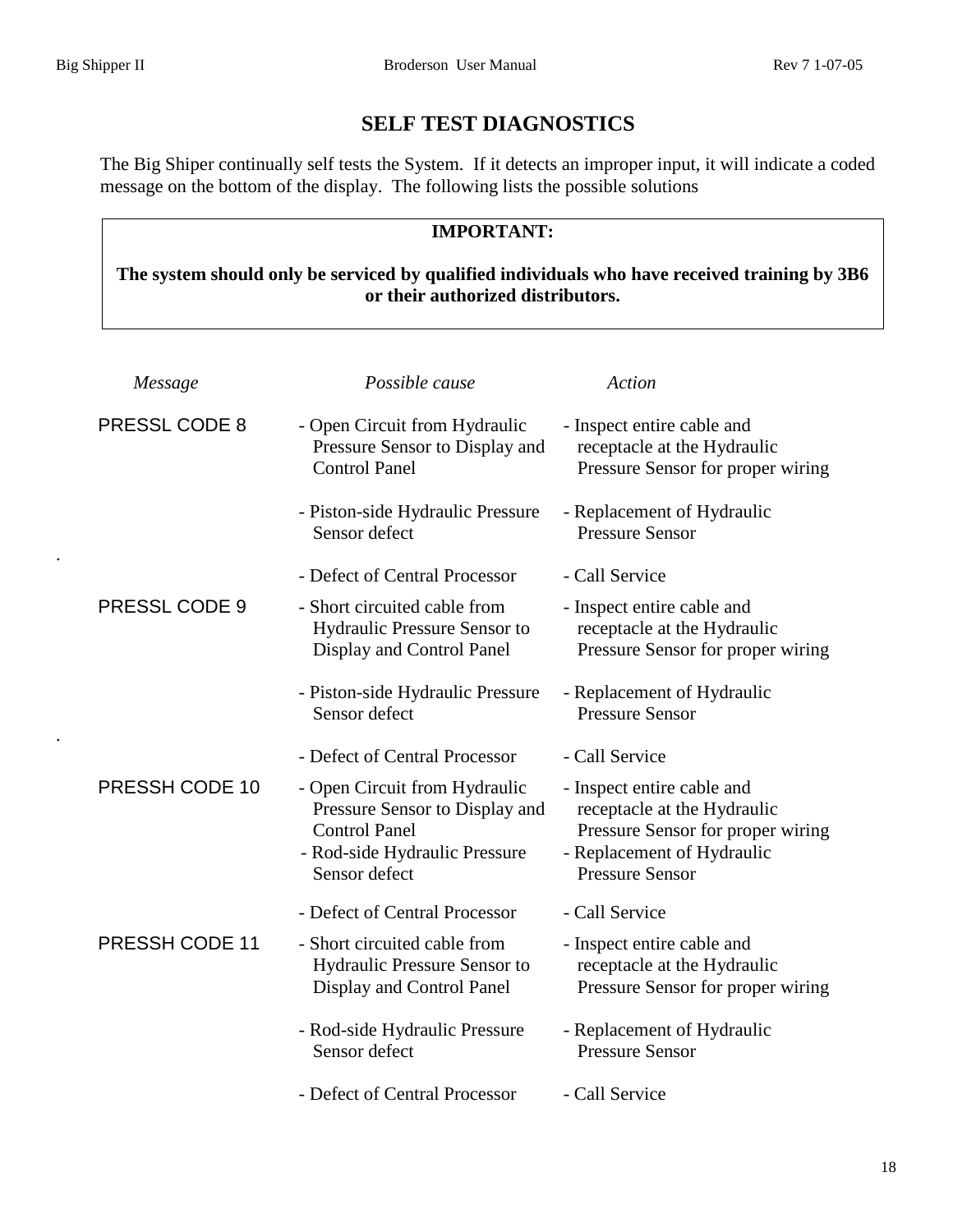# SELF TEST DIAGNOSTICS

The Big Shiper continually self tests the System. If it detects an improper input, it will indicate a coded message on the bottom of the display. The following lists the possible solutions

> **IMPORTANT:**
>
> **The system should only be serviced by qualified individuals who have received training by 3B6 or their authorized distributors.**

| *Message* | *Possible cause* | *Action* |
|---|---|---|
| PRESSL CODE 8 | - Open Circuit from Hydraulic Pressure Sensor to Display and Control Panel | - Inspect entire cable and receptacle at the Hydraulic Pressure Sensor for proper wiring |
| | - Piston-side Hydraulic Pressure Sensor defect | - Replacement of Hydraulic Pressure Sensor |
| | - Defect of Central Processor | - Call Service |
| PRESSL CODE 9 | - Short circuited cable from Hydraulic Pressure Sensor to Display and Control Panel | - Inspect entire cable and receptacle at the Hydraulic Pressure Sensor for proper wiring |
| | - Piston-side Hydraulic Pressure Sensor defect | - Replacement of Hydraulic Pressure Sensor |
| | - Defect of Central Processor | - Call Service |
| PRESSH CODE 10 | - Open Circuit from Hydraulic Pressure Sensor to Display and Control Panel | - Inspect entire cable and receptacle at the Hydraulic Pressure Sensor for proper wiring |
| | - Rod-side Hydraulic Pressure Sensor defect | - Replacement of Hydraulic Pressure Sensor |
| | - Defect of Central Processor | - Call Service |
| PRESSH CODE 11 | - Short circuited cable from Hydraulic Pressure Sensor to Display and Control Panel | - Inspect entire cable and receptacle at the Hydraulic Pressure Sensor for proper wiring |
| | - Rod-side Hydraulic Pressure Sensor defect | - Replacement of Hydraulic Pressure Sensor |
| | - Defect of Central Processor | - Call Service |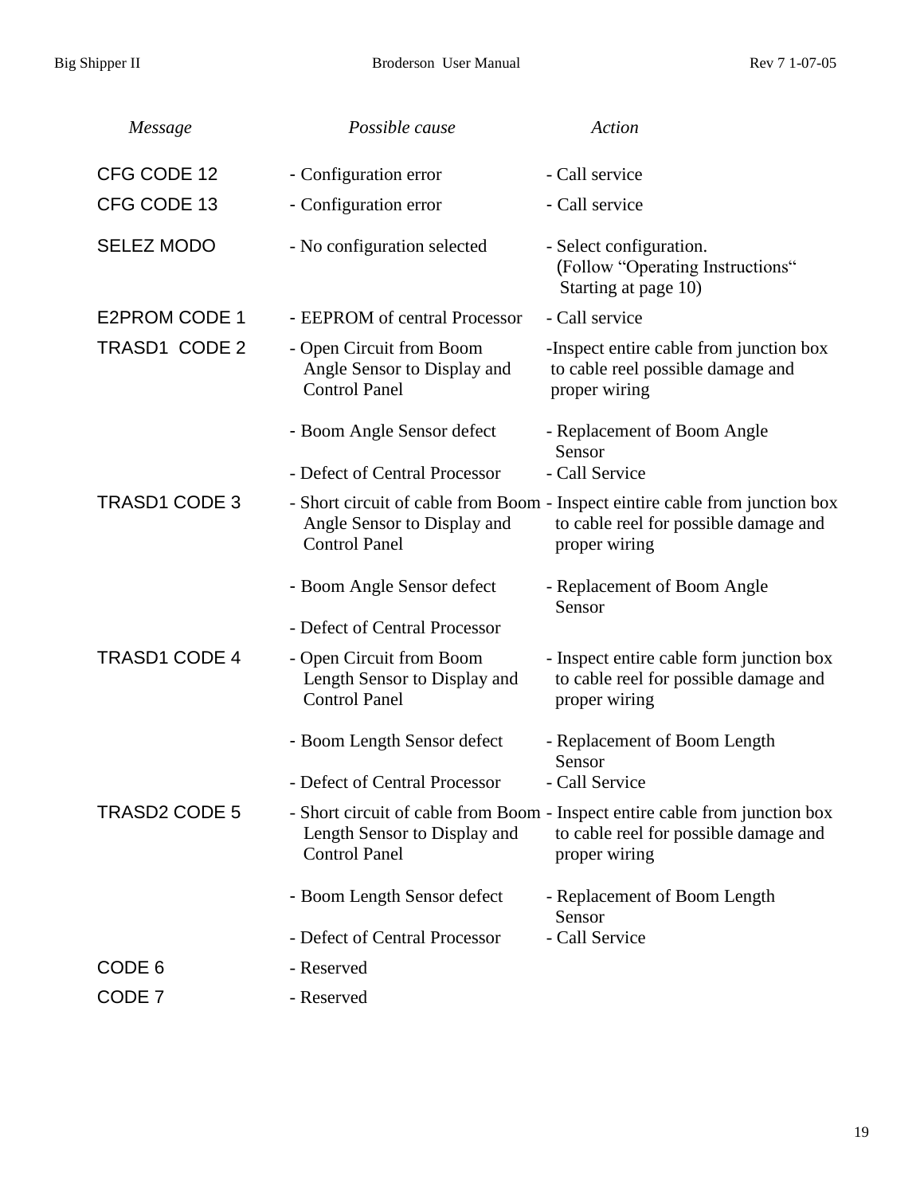| *Message* | *Possible cause* | *Action* |
|---|---|---|
| CFG CODE 12 | - Configuration error | - Call service |
| CFG CODE 13 | - Configuration error | - Call service |
| SELEZ MODO | - No configuration selected | - Select configuration. (Follow "Operating Instructions" Starting at page 10) |
| E2PROM CODE 1 | - EEPROM of central Processor | - Call service |
| TRASD1 CODE 2 | - Open Circuit from Boom Angle Sensor to Display and Control Panel | -Inspect entire cable from junction box to cable reel possible damage and proper wiring |
| | - Boom Angle Sensor defect | - Replacement of Boom Angle Sensor |
| | - Defect of Central Processor | - Call Service |
| TRASD1 CODE 3 | - Short circuit of cable from Boom Angle Sensor to Display and Control Panel | - Inspect eintire cable from junction box to cable reel for possible damage and proper wiring |
| | - Boom Angle Sensor defect | - Replacement of Boom Angle Sensor |
| | - Defect of Central Processor | |
| TRASD1 CODE 4 | - Open Circuit from Boom Length Sensor to Display and Control Panel | - Inspect entire cable form junction box to cable reel for possible damage and proper wiring |
| | - Boom Length Sensor defect | - Replacement of Boom Length Sensor |
| | - Defect of Central Processor | - Call Service |
| TRASD2 CODE 5 | - Short circuit of cable from Boom Length Sensor to Display and Control Panel | - Inspect entire cable from junction box to cable reel for possible damage and proper wiring |
| | - Boom Length Sensor defect | - Replacement of Boom Length Sensor |
| | - Defect of Central Processor | - Call Service |
| CODE 6 | - Reserved | |
| CODE 7 | - Reserved | |